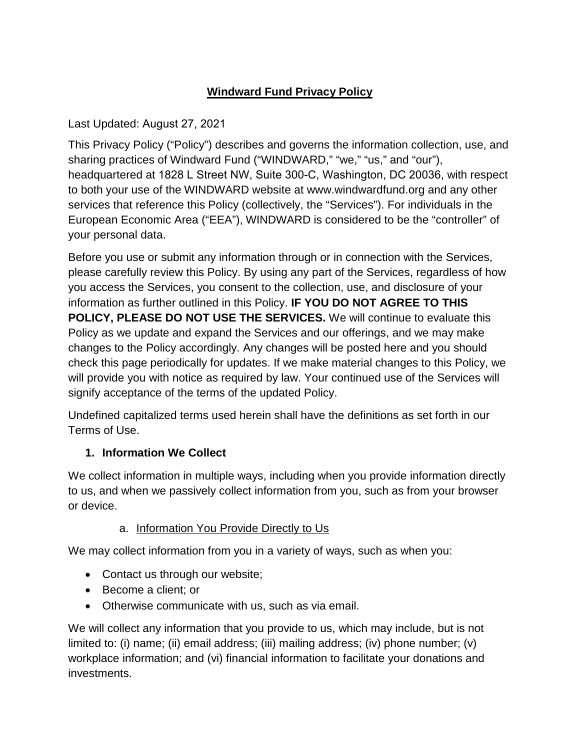# **Windward Fund Privacy Policy**

Last Updated: August 27, 2021

This Privacy Policy ("Policy") describes and governs the information collection, use, and sharing practices of Windward Fund ("WINDWARD," "we," "us," and "our"), headquartered at 1828 L Street NW, Suite 300-C, Washington, DC 20036, with respect to both your use of the WINDWARD website at www.windwardfund.org and any other services that reference this Policy (collectively, the "Services"). For individuals in the European Economic Area ("EEA"), WINDWARD is considered to be the "controller" of your personal data.

Before you use or submit any information through or in connection with the Services, please carefully review this Policy. By using any part of the Services, regardless of how you access the Services, you consent to the collection, use, and disclosure of your information as further outlined in this Policy. **IF YOU DO NOT AGREE TO THIS POLICY, PLEASE DO NOT USE THE SERVICES.** We will continue to evaluate this Policy as we update and expand the Services and our offerings, and we may make changes to the Policy accordingly. Any changes will be posted here and you should check this page periodically for updates. If we make material changes to this Policy, we will provide you with notice as required by law. Your continued use of the Services will signify acceptance of the terms of the updated Policy.

Undefined capitalized terms used herein shall have the definitions as set forth in our Terms of Use.

## 1. Information We Collect

We collect information in multiple ways, including when you provide information directly to us, and when we passively collect information from you, such as from your browser or device.

### a. Information You Provide Directly to Us

We may collect information from you in a variety of ways, such as when you:

- Contact us through our website;
- Become a client; or
- Otherwise communicate with us, such as via email.

We will collect any information that you provide to us, which may include, but is not limited to: (i) name; (ii) email address; (iii) mailing address; (iv) phone number; (v) workplace information; and (vi) financial information to facilitate your donations and investments.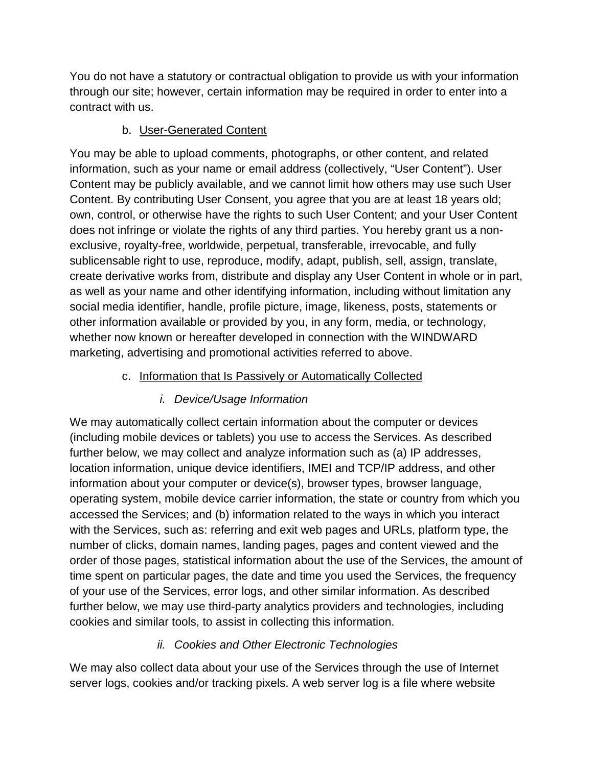You do not have a statutory or contractual obligation to provide us with your information through our site; however, certain information may be required in order to enter into a contract with us.

### b. User-Generated Content

You may be able to upload comments, photographs, or other content, and related information, such as your name or email address (collectively, “User Content”). User Content may be publicly available, and we cannot limit how others may use such User Content. By contributing User Consent, you agree that you are at least 18 years old; own, control, or otherwise have the rights to such User Content; and your User Content does not infringe or violate the rights of any third parties. You hereby grant us a non-exclusive, royalty-free, worldwide, perpetual, transferable, irrevocable, and fully sublicensable right to use, reproduce, modify, adapt, publish, sell, assign, translate, create derivative works from, distribute and display any User Content in whole or in part, as well as your name and other identifying information, including without limitation any social media identifier, handle, profile picture, image, likeness, posts, statements or other information available or provided by you, in any form, media, or technology, whether now known or hereafter developed in connection with the WINDWARD marketing, advertising and promotional activities referred to above.

### c. Information that Is Passively or Automatically Collected

#### *i. Device/Usage Information*

We may automatically collect certain information about the computer or devices (including mobile devices or tablets) you use to access the Services. As described further below, we may collect and analyze information such as (a) IP addresses, location information, unique device identifiers, IMEI and TCP/IP address, and other information about your computer or device(s), browser types, browser language, operating system, mobile device carrier information, the state or country from which you accessed the Services; and (b) information related to the ways in which you interact with the Services, such as: referring and exit web pages and URLs, platform type, the number of clicks, domain names, landing pages, pages and content viewed and the order of those pages, statistical information about the use of the Services, the amount of time spent on particular pages, the date and time you used the Services, the frequency of your use of the Services, error logs, and other similar information. As described further below, we may use third-party analytics providers and technologies, including cookies and similar tools, to assist in collecting this information.

#### *ii. Cookies and Other Electronic Technologies*

We may also collect data about your use of the Services through the use of Internet server logs, cookies and/or tracking pixels. A web server log is a file where website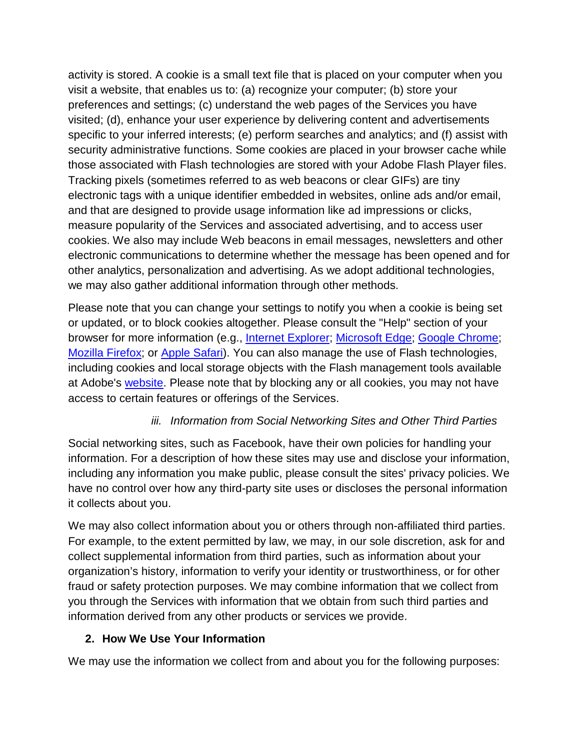activity is stored. A cookie is a small text file that is placed on your computer when you visit a website, that enables us to: (a) recognize your computer; (b) store your preferences and settings; (c) understand the web pages of the Services you have visited; (d), enhance your user experience by delivering content and advertisements specific to your inferred interests; (e) perform searches and analytics; and (f) assist with security administrative functions. Some cookies are placed in your browser cache while those associated with Flash technologies are stored with your Adobe Flash Player files. Tracking pixels (sometimes referred to as web beacons or clear GIFs) are tiny electronic tags with a unique identifier embedded in websites, online ads and/or email, and that are designed to provide usage information like ad impressions or clicks, measure popularity of the Services and associated advertising, and to access user cookies. We also may include Web beacons in email messages, newsletters and other electronic communications to determine whether the message has been opened and for other analytics, personalization and advertising. As we adopt additional technologies, we may also gather additional information through other methods.

Please note that you can change your settings to notify you when a cookie is being set or updated, or to block cookies altogether. Please consult the "Help" section of your browser for more information (e.g., Internet Explorer; Microsoft Edge; Google Chrome; Mozilla Firefox; or Apple Safari). You can also manage the use of Flash technologies, including cookies and local storage objects with the Flash management tools available at Adobe's website. Please note that by blocking any or all cookies, you may not have access to certain features or offerings of the Services.

### *iii. Information from Social Networking Sites and Other Third Parties*

Social networking sites, such as Facebook, have their own policies for handling your information. For a description of how these sites may use and disclose your information, including any information you make public, please consult the sites' privacy policies. We have no control over how any third-party site uses or discloses the personal information it collects about you.

We may also collect information about you or others through non-affiliated third parties. For example, to the extent permitted by law, we may, in our sole discretion, ask for and collect supplemental information from third parties, such as information about your organization's history, information to verify your identity or trustworthiness, or for other fraud or safety protection purposes. We may combine information that we collect from you through the Services with information that we obtain from such third parties and information derived from any other products or services we provide.

## 2. How We Use Your Information

We may use the information we collect from and about you for the following purposes: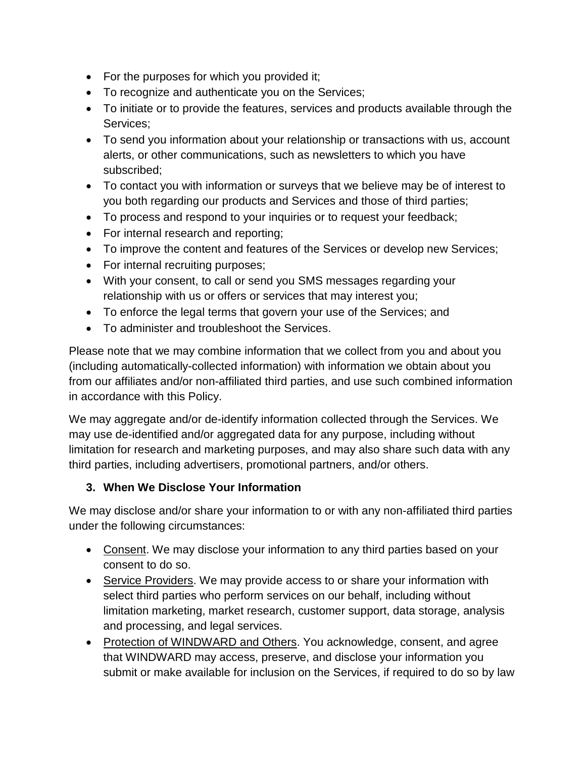- For the purposes for which you provided it;
- To recognize and authenticate you on the Services;
- To initiate or to provide the features, services and products available through the Services;
- To send you information about your relationship or transactions with us, account alerts, or other communications, such as newsletters to which you have subscribed;
- To contact you with information or surveys that we believe may be of interest to you both regarding our products and Services and those of third parties;
- To process and respond to your inquiries or to request your feedback;
- For internal research and reporting;
- To improve the content and features of the Services or develop new Services;
- For internal recruiting purposes;
- With your consent, to call or send you SMS messages regarding your relationship with us or offers or services that may interest you;
- To enforce the legal terms that govern your use of the Services; and
- To administer and troubleshoot the Services.

Please note that we may combine information that we collect from you and about you (including automatically-collected information) with information we obtain about you from our affiliates and/or non-affiliated third parties, and use such combined information in accordance with this Policy.

We may aggregate and/or de-identify information collected through the Services. We may use de-identified and/or aggregated data for any purpose, including without limitation for research and marketing purposes, and may also share such data with any third parties, including advertisers, promotional partners, and/or others.

### 3. When We Disclose Your Information

We may disclose and/or share your information to or with any non-affiliated third parties under the following circumstances:

- Consent. We may disclose your information to any third parties based on your consent to do so.
- Service Providers. We may provide access to or share your information with select third parties who perform services on our behalf, including without limitation marketing, market research, customer support, data storage, analysis and processing, and legal services.
- Protection of WINDWARD and Others. You acknowledge, consent, and agree that WINDWARD may access, preserve, and disclose your information you submit or make available for inclusion on the Services, if required to do so by law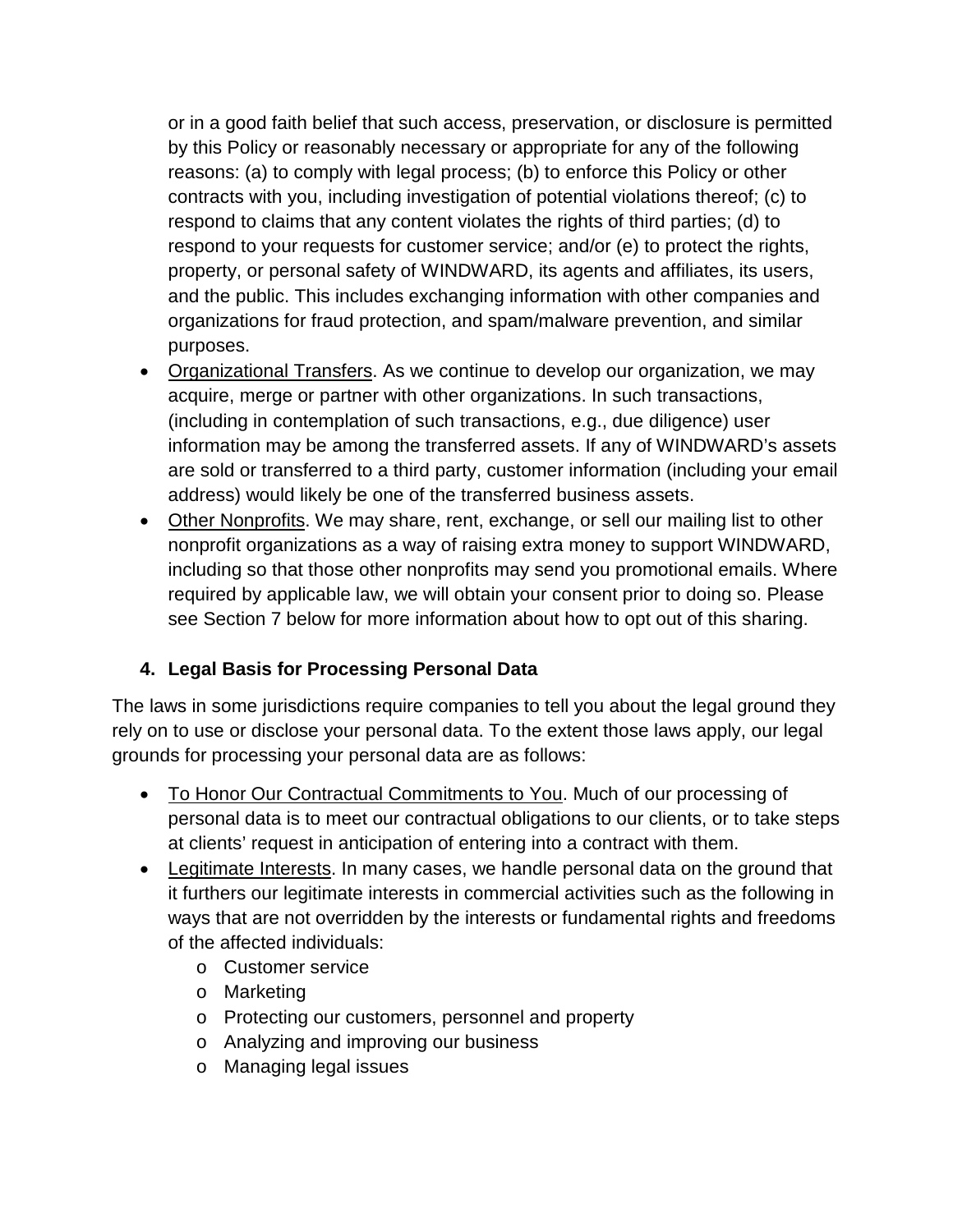or in a good faith belief that such access, preservation, or disclosure is permitted by this Policy or reasonably necessary or appropriate for any of the following reasons: (a) to comply with legal process; (b) to enforce this Policy or other contracts with you, including investigation of potential violations thereof; (c) to respond to claims that any content violates the rights of third parties; (d) to respond to your requests for customer service; and/or (e) to protect the rights, property, or personal safety of WINDWARD, its agents and affiliates, its users, and the public. This includes exchanging information with other companies and organizations for fraud protection, and spam/malware prevention, and similar purposes.

- Organizational Transfers. As we continue to develop our organization, we may acquire, merge or partner with other organizations. In such transactions, (including in contemplation of such transactions, e.g., due diligence) user information may be among the transferred assets. If any of WINDWARD's assets are sold or transferred to a third party, customer information (including your email address) would likely be one of the transferred business assets.
- Other Nonprofits. We may share, rent, exchange, or sell our mailing list to other nonprofit organizations as a way of raising extra money to support WINDWARD, including so that those other nonprofits may send you promotional emails. Where required by applicable law, we will obtain your consent prior to doing so. Please see Section 7 below for more information about how to opt out of this sharing.

## 4. Legal Basis for Processing Personal Data

The laws in some jurisdictions require companies to tell you about the legal ground they rely on to use or disclose your personal data. To the extent those laws apply, our legal grounds for processing your personal data are as follows:

- To Honor Our Contractual Commitments to You. Much of our processing of personal data is to meet our contractual obligations to our clients, or to take steps at clients' request in anticipation of entering into a contract with them.
- Legitimate Interests. In many cases, we handle personal data on the ground that it furthers our legitimate interests in commercial activities such as the following in ways that are not overridden by the interests or fundamental rights and freedoms of the affected individuals:
  - Customer service
  - Marketing
  - Protecting our customers, personnel and property
  - Analyzing and improving our business
  - Managing legal issues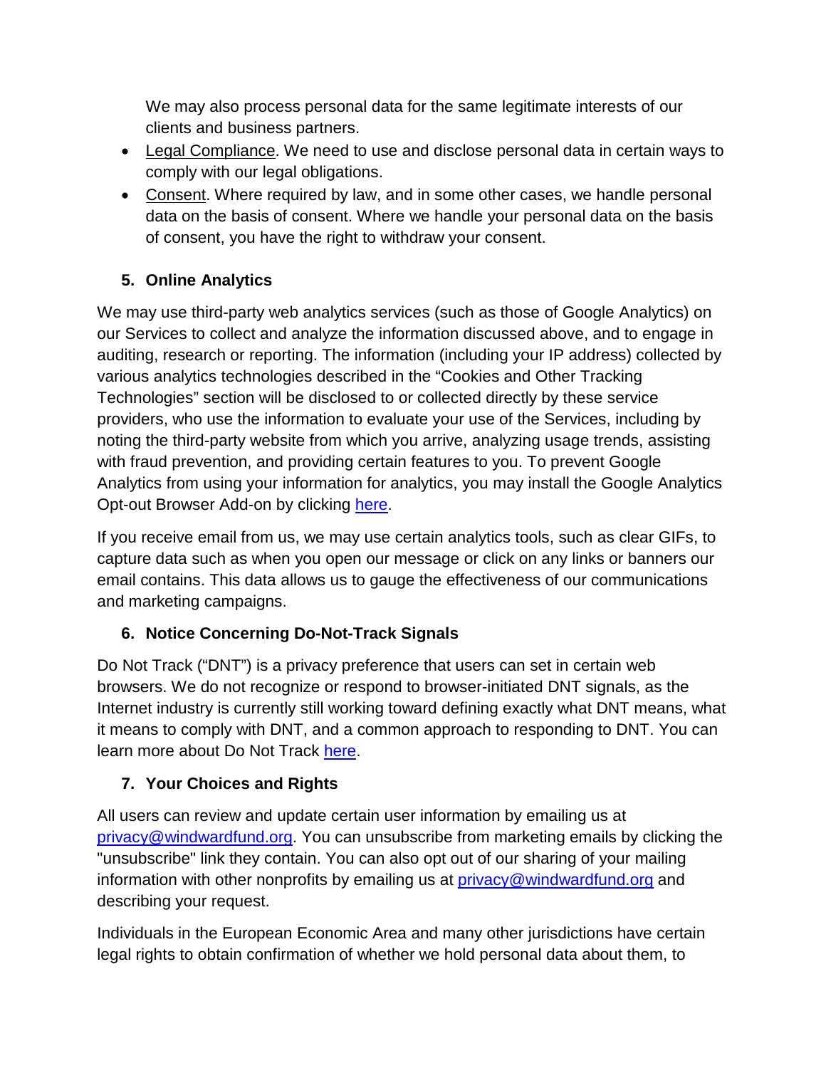We may also process personal data for the same legitimate interests of our clients and business partners.

- Legal Compliance. We need to use and disclose personal data in certain ways to comply with our legal obligations.
- Consent. Where required by law, and in some other cases, we handle personal data on the basis of consent. Where we handle your personal data on the basis of consent, you have the right to withdraw your consent.

## 5. Online Analytics

We may use third-party web analytics services (such as those of Google Analytics) on our Services to collect and analyze the information discussed above, and to engage in auditing, research or reporting. The information (including your IP address) collected by various analytics technologies described in the "Cookies and Other Tracking Technologies" section will be disclosed to or collected directly by these service providers, who use the information to evaluate your use of the Services, including by noting the third-party website from which you arrive, analyzing usage trends, assisting with fraud prevention, and providing certain features to you. To prevent Google Analytics from using your information for analytics, you may install the Google Analytics Opt-out Browser Add-on by clicking [here].

If you receive email from us, we may use certain analytics tools, such as clear GIFs, to capture data such as when you open our message or click on any links or banners our email contains. This data allows us to gauge the effectiveness of our communications and marketing campaigns.

## 6. Notice Concerning Do-Not-Track Signals

Do Not Track ("DNT") is a privacy preference that users can set in certain web browsers. We do not recognize or respond to browser-initiated DNT signals, as the Internet industry is currently still working toward defining exactly what DNT means, what it means to comply with DNT, and a common approach to responding to DNT. You can learn more about Do Not Track [here].

## 7. Your Choices and Rights

All users can review and update certain user information by emailing us at privacy@windwardfund.org. You can unsubscribe from marketing emails by clicking the "unsubscribe" link they contain. You can also opt out of our sharing of your mailing information with other nonprofits by emailing us at privacy@windwardfund.org and describing your request.

Individuals in the European Economic Area and many other jurisdictions have certain legal rights to obtain confirmation of whether we hold personal data about them, to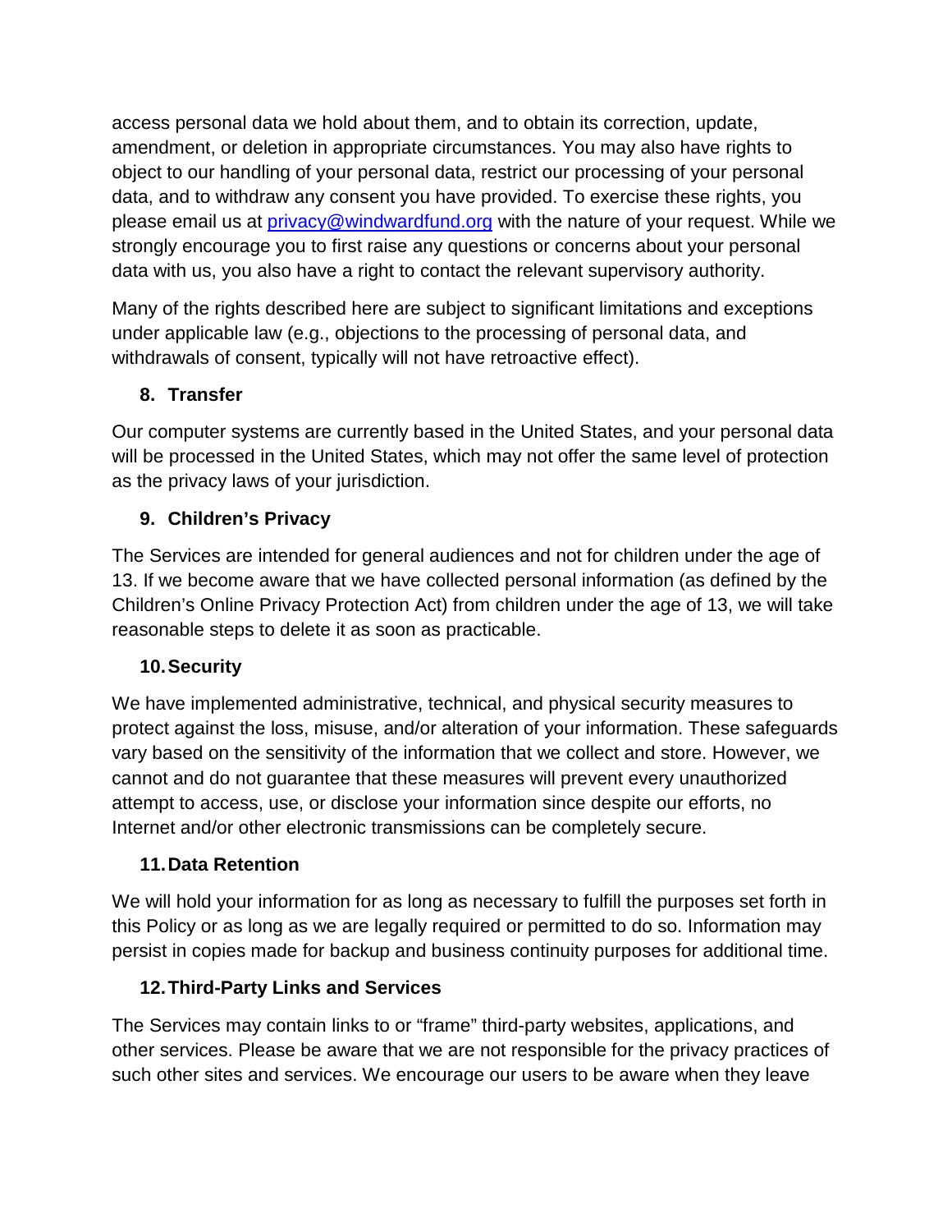access personal data we hold about them, and to obtain its correction, update, amendment, or deletion in appropriate circumstances. You may also have rights to object to our handling of your personal data, restrict our processing of your personal data, and to withdraw any consent you have provided. To exercise these rights, you please email us at [privacy@windwardfund.org](mailto:privacy@windwardfund.org) with the nature of your request. While we strongly encourage you to first raise any questions or concerns about your personal data with us, you also have a right to contact the relevant supervisory authority.

Many of the rights described here are subject to significant limitations and exceptions under applicable law (e.g., objections to the processing of personal data, and withdrawals of consent, typically will not have retroactive effect).

## 8. Transfer

Our computer systems are currently based in the United States, and your personal data will be processed in the United States, which may not offer the same level of protection as the privacy laws of your jurisdiction.

## 9. Children's Privacy

The Services are intended for general audiences and not for children under the age of 13. If we become aware that we have collected personal information (as defined by the Children's Online Privacy Protection Act) from children under the age of 13, we will take reasonable steps to delete it as soon as practicable.

## 10. Security

We have implemented administrative, technical, and physical security measures to protect against the loss, misuse, and/or alteration of your information. These safeguards vary based on the sensitivity of the information that we collect and store. However, we cannot and do not guarantee that these measures will prevent every unauthorized attempt to access, use, or disclose your information since despite our efforts, no Internet and/or other electronic transmissions can be completely secure.

## 11. Data Retention

We will hold your information for as long as necessary to fulfill the purposes set forth in this Policy or as long as we are legally required or permitted to do so. Information may persist in copies made for backup and business continuity purposes for additional time.

## 12. Third-Party Links and Services

The Services may contain links to or "frame" third-party websites, applications, and other services. Please be aware that we are not responsible for the privacy practices of such other sites and services. We encourage our users to be aware when they leave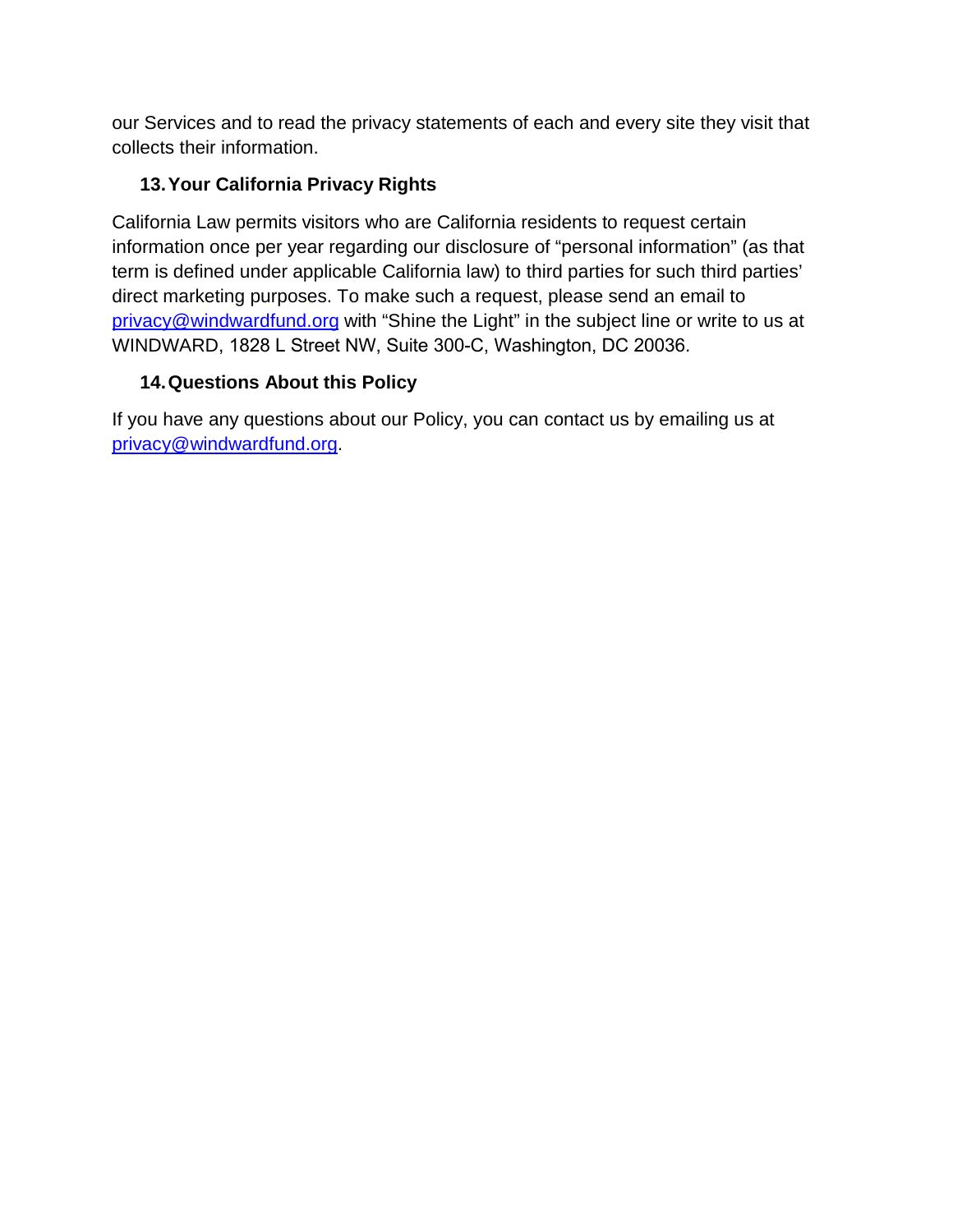our Services and to read the privacy statements of each and every site they visit that collects their information.

## 13. Your California Privacy Rights

California Law permits visitors who are California residents to request certain information once per year regarding our disclosure of "personal information" (as that term is defined under applicable California law) to third parties for such third parties' direct marketing purposes. To make such a request, please send an email to [privacy@windwardfund.org](mailto:privacy@windwardfund.org) with "Shine the Light" in the subject line or write to us at WINDWARD, 1828 L Street NW, Suite 300-C, Washington, DC 20036.

## 14. Questions About this Policy

If you have any questions about our Policy, you can contact us by emailing us at [privacy@windwardfund.org](mailto:privacy@windwardfund.org).